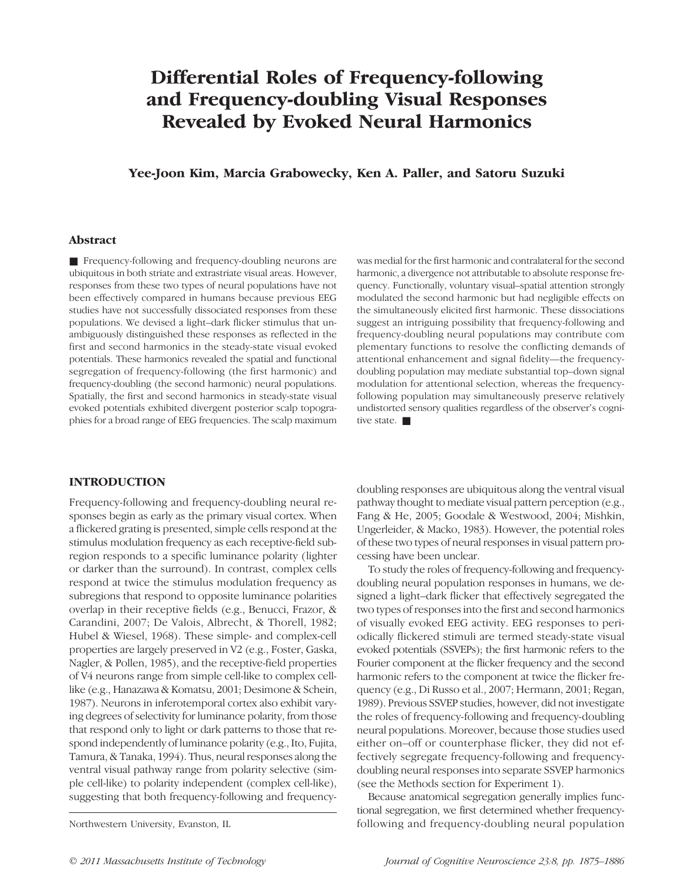# Differential Roles of Frequency-following and Frequency-doubling Visual Responses Revealed by Evoked Neural Harmonics

**Yee-Joon Kim, Marcia Grabowecky, Ken A. Paller, and Satoru Suzuki**

## Abstract

■ Frequency-following and frequency-doubling neurons are ubiquitous in both striate and extrastriate visual areas. However, responses from these two types of neural populations have not been effectively compared in humans because previous EEG studies have not successfully dissociated responses from these populations. We devised a light–dark flicker stimulus that unambiguously distinguished these responses as reflected in the first and second harmonics in the steady-state visual evoked potentials. These harmonics revealed the spatial and functional segregation of frequency-following (the first harmonic) and frequency-doubling (the second harmonic) neural populations. Spatially, the first and second harmonics in steady-state visual evoked potentials exhibited divergent posterior scalp topographies for a broad range of EEG frequencies. The scalp maximum was medial for the first harmonic and contralateral for the second harmonic, a divergence not attributable to absolute response frequency. Functionally, voluntary visual–spatial attention strongly modulated the second harmonic but had negligible effects on the simultaneously elicited first harmonic. These dissociations suggest an intriguing possibility that frequency-following and frequency-doubling neural populations may contribute complementary functions to resolve the conflicting demands of attentional enhancement and signal fidelity—the frequency-doubling population may mediate substantial top–down signal modulation for attentional selection, whereas the frequency-following population may simultaneously preserve relatively undistorted sensory qualities regardless of the observer's cognitive state. ■

## INTRODUCTION

Frequency-following and frequency-doubling neural responses begin as early as the primary visual cortex. When a flickered grating is presented, simple cells respond at the stimulus modulation frequency as each receptive-field subregion responds to a specific luminance polarity (lighter or darker than the surround). In contrast, complex cells respond at twice the stimulus modulation frequency as subregions that respond to opposite luminance polarities overlap in their receptive fields (e.g., Benucci, Frazor, & Carandini, 2007; De Valois, Albrecht, & Thorell, 1982; Hubel & Wiesel, 1968). These simple- and complex-cell properties are largely preserved in V2 (e.g., Foster, Gaska, Nagler, & Pollen, 1985), and the receptive-field properties of V4 neurons range from simple cell-like to complex cell-like (e.g., Hanazawa & Komatsu, 2001; Desimone & Schein, 1987). Neurons in inferotemporal cortex also exhibit varying degrees of selectivity for luminance polarity, from those that respond only to light or dark patterns to those that respond independently of luminance polarity (e.g., Ito, Fujita, Tamura, & Tanaka, 1994). Thus, neural responses along the ventral visual pathway range from polarity selective (simple cell-like) to polarity independent (complex cell-like), suggesting that both frequency-following and frequency-doubling responses are ubiquitous along the ventral visual pathway thought to mediate visual pattern perception (e.g., Fang & He, 2005; Goodale & Westwood, 2004; Mishkin, Ungerleider, & Macko, 1983). However, the potential roles of these two types of neural responses in visual pattern processing have been unclear.

To study the roles of frequency-following and frequency-doubling neural population responses in humans, we designed a light–dark flicker that effectively segregated the two types of responses into the first and second harmonics of visually evoked EEG activity. EEG responses to periodically flickered stimuli are termed steady-state visual evoked potentials (SSVEPs); the first harmonic refers to the Fourier component at the flicker frequency and the second harmonic refers to the component at twice the flicker frequency (e.g., Di Russo et al., 2007; Hermann, 2001; Regan, 1989). Previous SSVEP studies, however, did not investigate the roles of frequency-following and frequency-doubling neural populations. Moreover, because those studies used either on–off or counterphase flicker, they did not effectively segregate frequency-following and frequency-doubling neural responses into separate SSVEP harmonics (see the Methods section for Experiment 1).

Because anatomical segregation generally implies functional segregation, we first determined whether frequency-following and frequency-doubling neural population

Northwestern University, Evanston, IL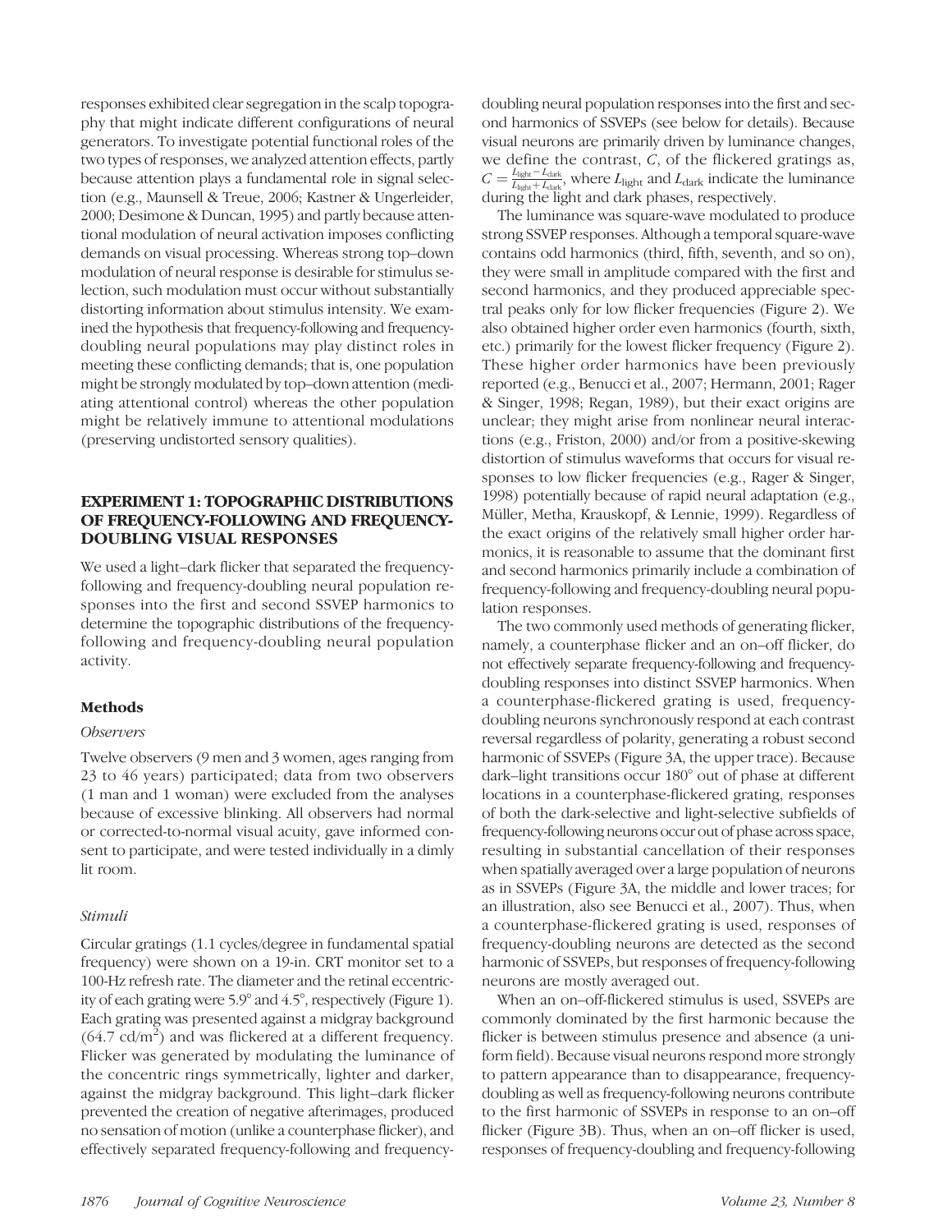responses exhibited clear segregation in the scalp topography that might indicate different configurations of neural generators. To investigate potential functional roles of the two types of responses, we analyzed attention effects, partly because attention plays a fundamental role in signal selection (e.g., Maunsell & Treue, 2006; Kastner & Ungerleider, 2000; Desimone & Duncan, 1995) and partly because attentional modulation of neural activation imposes conflicting demands on visual processing. Whereas strong top–down modulation of neural response is desirable for stimulus selection, such modulation must occur without substantially distorting information about stimulus intensity. We examined the hypothesis that frequency-following and frequency-doubling neural populations may play distinct roles in meeting these conflicting demands; that is, one population might be strongly modulated by top–down attention (mediating attentional control) whereas the other population might be relatively immune to attentional modulations (preserving undistorted sensory qualities).

## EXPERIMENT 1: TOPOGRAPHIC DISTRIBUTIONS OF FREQUENCY-FOLLOWING AND FREQUENCY-DOUBLING VISUAL RESPONSES

We used a light–dark flicker that separated the frequency-following and frequency-doubling neural population responses into the first and second SSVEP harmonics to determine the topographic distributions of the frequency-following and frequency-doubling neural population activity.

### Methods

#### *Observers*

Twelve observers (9 men and 3 women, ages ranging from 23 to 46 years) participated; data from two observers (1 man and 1 woman) were excluded from the analyses because of excessive blinking. All observers had normal or corrected-to-normal visual acuity, gave informed consent to participate, and were tested individually in a dimly lit room.

#### *Stimuli*

Circular gratings (1.1 cycles/degree in fundamental spatial frequency) were shown on a 19-in. CRT monitor set to a 100-Hz refresh rate. The diameter and the retinal eccentricity of each grating were 5.9° and 4.5°, respectively (Figure 1). Each grating was presented against a midgray background (64.7 cd/m$^2$) and was flickered at a different frequency. Flicker was generated by modulating the luminance of the concentric rings symmetrically, lighter and darker, against the midgray background. This light–dark flicker prevented the creation of negative afterimages, produced no sensation of motion (unlike a counterphase flicker), and effectively separated frequency-following and frequency-doubling neural population responses into the first and second harmonics of SSVEPs (see below for details). Because visual neurons are primarily driven by luminance changes, we define the contrast, $C$, of the flickered gratings as, $C = \frac{L_{\text{light}} - L_{\text{dark}}}{L_{\text{light}} + L_{\text{dark}}}$, where $L_{\text{light}}$ and $L_{\text{dark}}$ indicate the luminance during the light and dark phases, respectively.

The luminance was square-wave modulated to produce strong SSVEP responses. Although a temporal square-wave contains odd harmonics (third, fifth, seventh, and so on), they were small in amplitude compared with the first and second harmonics, and they produced appreciable spectral peaks only for low flicker frequencies (Figure 2). We also obtained higher order even harmonics (fourth, sixth, etc.) primarily for the lowest flicker frequency (Figure 2). These higher order harmonics have been previously reported (e.g., Benucci et al., 2007; Hermann, 2001; Rager & Singer, 1998; Regan, 1989), but their exact origins are unclear; they might arise from nonlinear neural interactions (e.g., Friston, 2000) and/or from a positive-skewing distortion of stimulus waveforms that occurs for visual responses to low flicker frequencies (e.g., Rager & Singer, 1998) potentially because of rapid neural adaptation (e.g., Müller, Metha, Krauskopf, & Lennie, 1999). Regardless of the exact origins of the relatively small higher order harmonics, it is reasonable to assume that the dominant first and second harmonics primarily include a combination of frequency-following and frequency-doubling neural population responses.

The two commonly used methods of generating flicker, namely, a counterphase flicker and an on–off flicker, do not effectively separate frequency-following and frequency-doubling responses into distinct SSVEP harmonics. When a counterphase-flickered grating is used, frequency-doubling neurons synchronously respond at each contrast reversal regardless of polarity, generating a robust second harmonic of SSVEPs (Figure 3A, the upper trace). Because dark–light transitions occur 180° out of phase at different locations in a counterphase-flickered grating, responses of both the dark-selective and light-selective subfields of frequency-following neurons occur out of phase across space, resulting in substantial cancellation of their responses when spatially averaged over a large population of neurons as in SSVEPs (Figure 3A, the middle and lower traces; for an illustration, also see Benucci et al., 2007). Thus, when a counterphase-flickered grating is used, responses of frequency-doubling neurons are detected as the second harmonic of SSVEPs, but responses of frequency-following neurons are mostly averaged out.

When an on–off-flickered stimulus is used, SSVEPs are commonly dominated by the first harmonic because the flicker is between stimulus presence and absence (a uniform field). Because visual neurons respond more strongly to pattern appearance than to disappearance, frequency-doubling as well as frequency-following neurons contribute to the first harmonic of SSVEPs in response to an on–off flicker (Figure 3B). Thus, when an on–off flicker is used, responses of frequency-doubling and frequency-following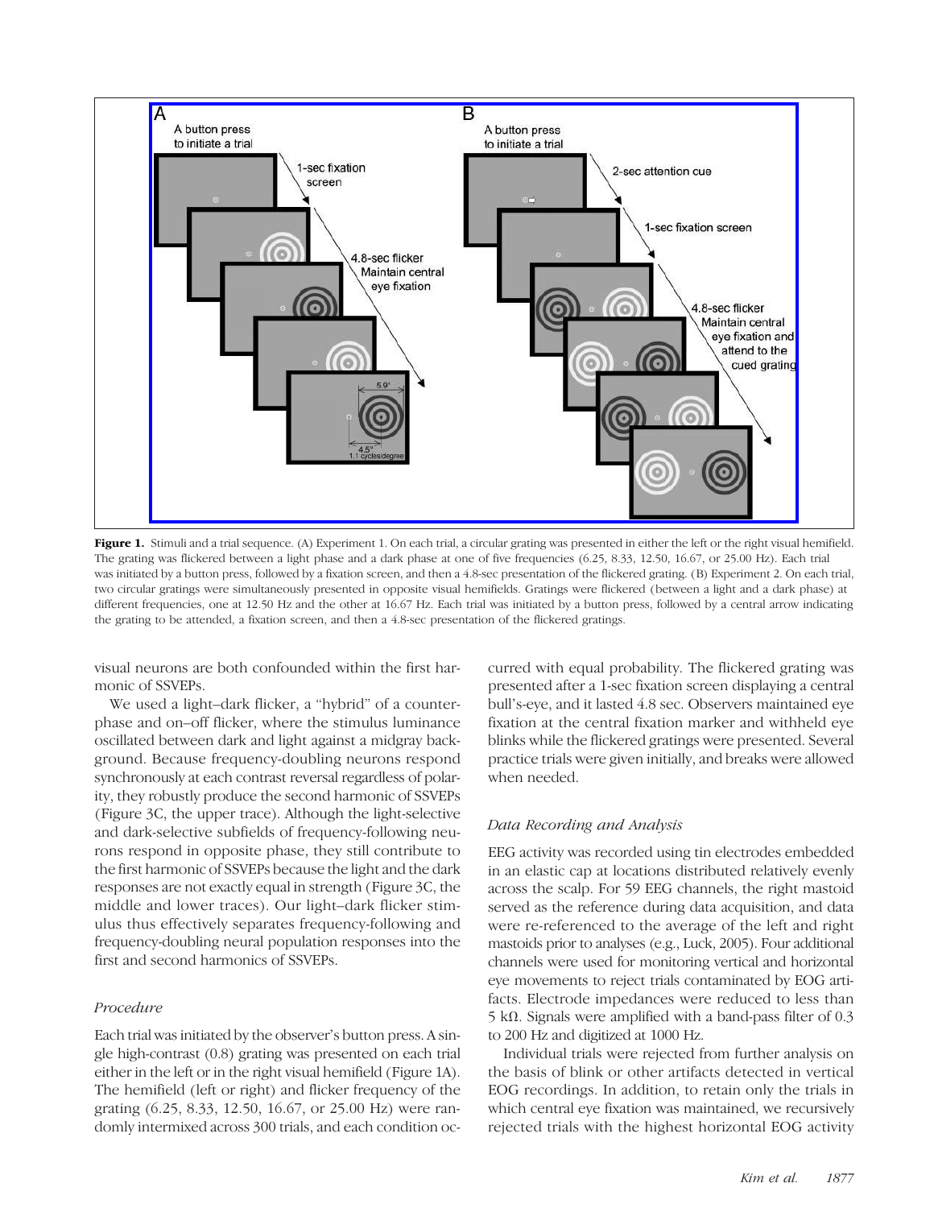**Figure 1.** Stimuli and a trial sequence. (A) Experiment 1. On each trial, a circular grating was presented in either the left or the right visual hemifield. The grating was flickered between a light phase and a dark phase at one of five frequencies (6.25, 8.33, 12.50, 16.67, or 25.00 Hz). Each trial was initiated by a button press, followed by a fixation screen, and then a 4.8-sec presentation of the flickered grating. (B) Experiment 2. On each trial, two circular gratings were simultaneously presented in opposite visual hemifields. Gratings were flickered (between a light and a dark phase) at different frequencies, one at 12.50 Hz and the other at 16.67 Hz. Each trial was initiated by a button press, followed by a central arrow indicating the grating to be attended, a fixation screen, and then a 4.8-sec presentation of the flickered gratings.

visual neurons are both confounded within the first harmonic of SSVEPs.

We used a light–dark flicker, a "hybrid" of a counterphase and on–off flicker, where the stimulus luminance oscillated between dark and light against a midgray background. Because frequency-doubling neurons respond synchronously at each contrast reversal regardless of polarity, they robustly produce the second harmonic of SSVEPs (Figure 3C, the upper trace). Although the light-selective and dark-selective subfields of frequency-following neurons respond in opposite phase, they still contribute to the first harmonic of SSVEPs because the light and the dark responses are not exactly equal in strength (Figure 3C, the middle and lower traces). Our light–dark flicker stimulus thus effectively separates frequency-following and frequency-doubling neural population responses into the first and second harmonics of SSVEPs.

### *Procedure*

Each trial was initiated by the observer's button press. A single high-contrast (0.8) grating was presented on each trial either in the left or in the right visual hemifield (Figure 1A). The hemifield (left or right) and flicker frequency of the grating (6.25, 8.33, 12.50, 16.67, or 25.00 Hz) were randomly intermixed across 300 trials, and each condition occurred with equal probability. The flickered grating was presented after a 1-sec fixation screen displaying a central bull's-eye, and it lasted 4.8 sec. Observers maintained eye fixation at the central fixation marker and withheld eye blinks while the flickered gratings were presented. Several practice trials were given initially, and breaks were allowed when needed.

### *Data Recording and Analysis*

EEG activity was recorded using tin electrodes embedded in an elastic cap at locations distributed relatively evenly across the scalp. For 59 EEG channels, the right mastoid served as the reference during data acquisition, and data were re-referenced to the average of the left and right mastoids prior to analyses (e.g., Luck, 2005). Four additional channels were used for monitoring vertical and horizontal eye movements to reject trials contaminated by EOG artifacts. Electrode impedances were reduced to less than 5 kΩ. Signals were amplified with a band-pass filter of 0.3 to 200 Hz and digitized at 1000 Hz.

Individual trials were rejected from further analysis on the basis of blink or other artifacts detected in vertical EOG recordings. In addition, to retain only the trials in which central eye fixation was maintained, we recursively rejected trials with the highest horizontal EOG activity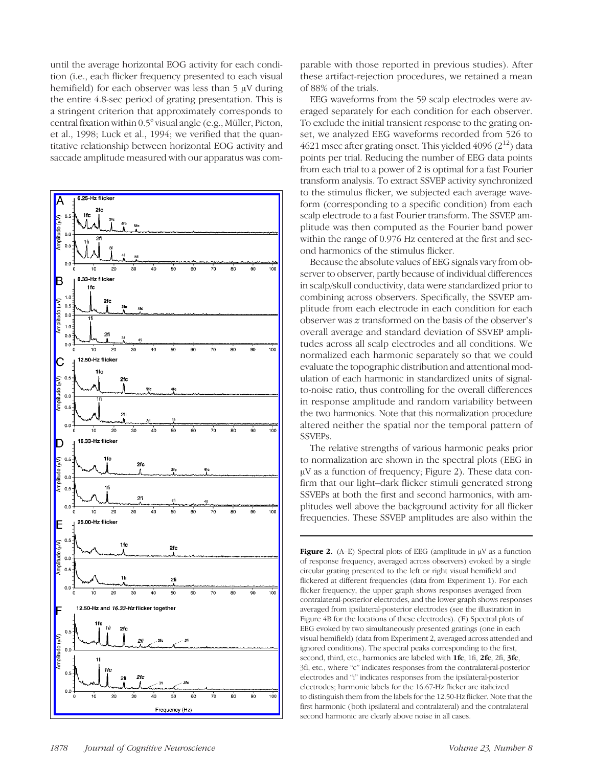until the average horizontal EOG activity for each condition (i.e., each flicker frequency presented to each visual hemifield) for each observer was less than 5 μV during the entire 4.8-sec period of grating presentation. This is a stringent criterion that approximately corresponds to central fixation within 0.5° visual angle (e.g., Müller, Picton, et al., 1998; Luck et al., 1994; we verified that the quantitative relationship between horizontal EOG activity and saccade amplitude measured with our apparatus was comparable with those reported in previous studies). After these artifact-rejection procedures, we retained a mean of 88% of the trials.

EEG waveforms from the 59 scalp electrodes were averaged separately for each condition for each observer. To exclude the initial transient response to the grating onset, we analyzed EEG waveforms recorded from 526 to 4621 msec after grating onset. This yielded 4096 ($2^{12}$) data points per trial. Reducing the number of EEG data points from each trial to a power of 2 is optimal for a fast Fourier transform analysis. To extract SSVEP activity synchronized to the stimulus flicker, we subjected each average waveform (corresponding to a specific condition) from each scalp electrode to a fast Fourier transform. The SSVEP amplitude was then computed as the Fourier band power within the range of 0.976 Hz centered at the first and second harmonics of the stimulus flicker.

Because the absolute values of EEG signals vary from observer to observer, partly because of individual differences in scalp/skull conductivity, data were standardized prior to combining across observers. Specifically, the SSVEP amplitude from each electrode in each condition for each observer was $z$ transformed on the basis of the observer's overall average and standard deviation of SSVEP amplitudes across all scalp electrodes and all conditions. We normalized each harmonic separately so that we could evaluate the topographic distribution and attentional modulation of each harmonic in standardized units of signal-to-noise ratio, thus controlling for the overall differences in response amplitude and random variability between the two harmonics. Note that this normalization procedure altered neither the spatial nor the temporal pattern of SSVEPs.

The relative strengths of various harmonic peaks prior to normalization are shown in the spectral plots (EEG in μV as a function of frequency; Figure 2). These data confirm that our light–dark flicker stimuli generated strong SSVEPs at both the first and second harmonics, with amplitudes well above the background activity for all flicker frequencies. These SSVEP amplitudes are also within the

**Figure 2.** (A–E) Spectral plots of EEG (amplitude in μV as a function of response frequency, averaged across observers) evoked by a single circular grating presented to the left or right visual hemifield and flickered at different frequencies (data from Experiment 1). For each flicker frequency, the upper graph shows responses averaged from contralateral-posterior electrodes, and the lower graph shows responses averaged from ipsilateral-posterior electrodes (see the illustration in Figure 4B for the locations of these electrodes). (F) Spectral plots of EEG evoked by two simultaneously presented gratings (one in each visual hemifield) (data from Experiment 2, averaged across attended and ignored conditions). The spectral peaks corresponding to the first, second, third, etc., harmonics are labeled with **1fc**, 1fi, **2fc**, 2fi, **3fc**, 3fi, etc., where "c" indicates responses from the contralateral-posterior electrodes and "i" indicates responses from the ipsilateral-posterior electrodes; harmonic labels for the 16.67-Hz flicker are italicized to distinguish them from the labels for the 12.50-Hz flicker. Note that the first harmonic (both ipsilateral and contralateral) and the contralateral second harmonic are clearly above noise in all cases.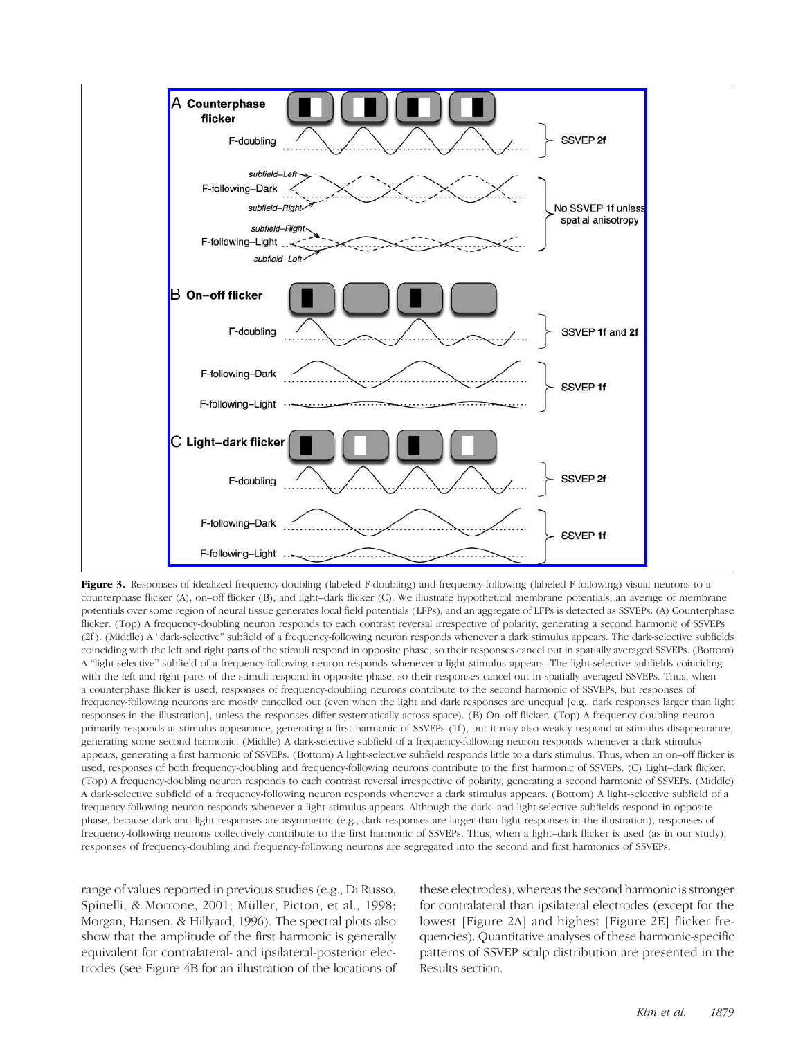**Figure 3.** Responses of idealized frequency-doubling (labeled F-doubling) and frequency-following (labeled F-following) visual neurons to a counterphase flicker (A), on–off flicker (B), and light–dark flicker (C). We illustrate hypothetical membrane potentials; an average of membrane potentials over some region of neural tissue generates local field potentials (LFPs), and an aggregate of LFPs is detected as SSVEPs. (A) Counterphase flicker. (Top) A frequency-doubling neuron responds to each contrast reversal irrespective of polarity, generating a second harmonic of SSVEPs (2f). (Middle) A "dark-selective" subfield of a frequency-following neuron responds whenever a dark stimulus appears. The dark-selective subfields coinciding with the left and right parts of the stimuli respond in opposite phase, so their responses cancel out in spatially averaged SSVEPs. (Bottom) A "light-selective" subfield of a frequency-following neuron responds whenever a light stimulus appears. The light-selective subfields coinciding with the left and right parts of the stimuli respond in opposite phase, so their responses cancel out in spatially averaged SSVEPs. Thus, when a counterphase flicker is used, responses of frequency-doubling neurons contribute to the second harmonic of SSVEPs, but responses of frequency-following neurons are mostly cancelled out (even when the light and dark responses are unequal [e.g., dark responses larger than light responses in the illustration], unless the responses differ systematically across space). (B) On–off flicker. (Top) A frequency-doubling neuron primarily responds at stimulus appearance, generating a first harmonic of SSVEPs (1f), but it may also weakly respond at stimulus disappearance, generating some second harmonic. (Middle) A dark-selective subfield of a frequency-following neuron responds whenever a dark stimulus appears, generating a first harmonic of SSVEPs. (Bottom) A light-selective subfield responds little to a dark stimulus. Thus, when an on–off flicker is used, responses of both frequency-doubling and frequency-following neurons contribute to the first harmonic of SSVEPs. (C) Light–dark flicker. (Top) A frequency-doubling neuron responds to each contrast reversal irrespective of polarity, generating a second harmonic of SSVEPs. (Middle) A dark-selective subfield of a frequency-following neuron responds whenever a dark stimulus appears. (Bottom) A light-selective subfield of a frequency-following neuron responds whenever a light stimulus appears. Although the dark- and light-selective subfields respond in opposite phase, because dark and light responses are asymmetric (e.g., dark responses are larger than light responses in the illustration), responses of frequency-following neurons collectively contribute to the first harmonic of SSVEPs. Thus, when a light–dark flicker is used (as in our study), responses of frequency-doubling and frequency-following neurons are segregated into the second and first harmonics of SSVEPs.

range of values reported in previous studies (e.g., Di Russo, Spinelli, & Morrone, 2001; Müller, Picton, et al., 1998; Morgan, Hansen, & Hillyard, 1996). The spectral plots also show that the amplitude of the first harmonic is generally equivalent for contralateral- and ipsilateral-posterior electrodes (see Figure 4B for an illustration of the locations of these electrodes), whereas the second harmonic is stronger for contralateral than ipsilateral electrodes (except for the lowest [Figure 2A] and highest [Figure 2E] flicker frequencies). Quantitative analyses of these harmonic-specific patterns of SSVEP scalp distribution are presented in the Results section.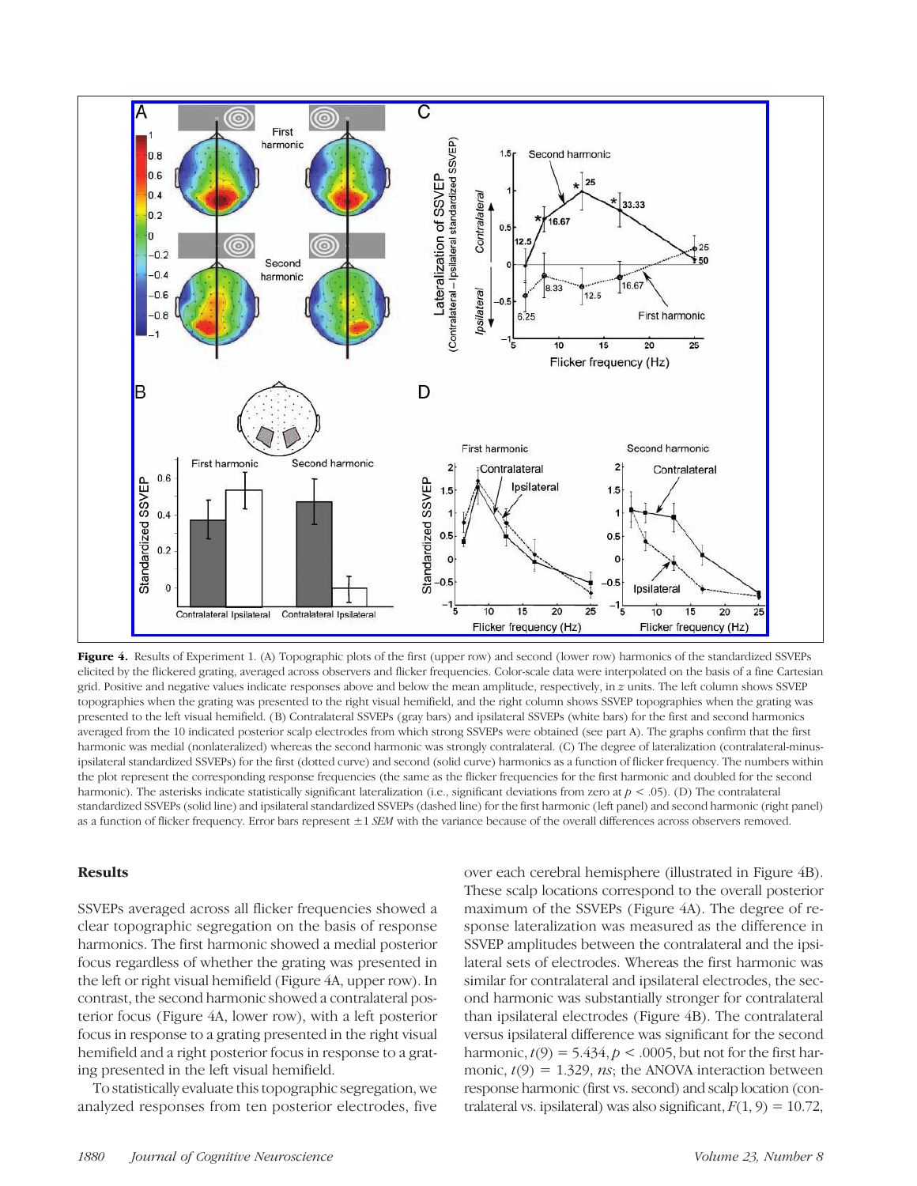**Figure 4.** Results of Experiment 1. (A) Topographic plots of the first (upper row) and second (lower row) harmonics of the standardized SSVEPs elicited by the flickered grating, averaged across observers and flicker frequencies. Color-scale data were interpolated on the basis of a fine Cartesian grid. Positive and negative values indicate responses above and below the mean amplitude, respectively, in $z$ units. The left column shows SSVEP topographies when the grating was presented to the right visual hemifield, and the right column shows SSVEP topographies when the grating was presented to the left visual hemifield. (B) Contralateral SSVEPs (gray bars) and ipsilateral SSVEPs (white bars) for the first and second harmonics averaged from the 10 indicated posterior scalp electrodes from which strong SSVEPs were obtained (see part A). The graphs confirm that the first harmonic was medial (nonlateralized) whereas the second harmonic was strongly contralateral. (C) The degree of lateralization (contralateral-minus-ipsilateral standardized SSVEPs) for the first (dotted curve) and second (solid curve) harmonics as a function of flicker frequency. The numbers within the plot represent the corresponding response frequencies (the same as the flicker frequencies for the first harmonic and doubled for the second harmonic). The asterisks indicate statistically significant lateralization (i.e., significant deviations from zero at $p < .05$). (D) The contralateral standardized SSVEPs (solid line) and ipsilateral standardized SSVEPs (dashed line) for the first harmonic (left panel) and second harmonic (right panel) as a function of flicker frequency. Error bars represent ±1 *SEM* with the variance because of the overall differences across observers removed.

## Results

SSVEPs averaged across all flicker frequencies showed a clear topographic segregation on the basis of response harmonics. The first harmonic showed a medial posterior focus regardless of whether the grating was presented in the left or right visual hemifield (Figure 4A, upper row). In contrast, the second harmonic showed a contralateral posterior focus (Figure 4A, lower row), with a left posterior focus in response to a grating presented in the right visual hemifield and a right posterior focus in response to a grating presented in the left visual hemifield.

To statistically evaluate this topographic segregation, we analyzed responses from ten posterior electrodes, five over each cerebral hemisphere (illustrated in Figure 4B). These scalp locations correspond to the overall posterior maximum of the SSVEPs (Figure 4A). The degree of response lateralization was measured as the difference in SSVEP amplitudes between the contralateral and the ipsilateral sets of electrodes. Whereas the first harmonic was similar for contralateral and ipsilateral electrodes, the second harmonic was substantially stronger for contralateral than ipsilateral electrodes (Figure 4B). The contralateral versus ipsilateral difference was significant for the second harmonic, $t(9) = 5.434, p < .0005$, but not for the first harmonic, $t(9) = 1.329$, *ns*; the ANOVA interaction between response harmonic (first vs. second) and scalp location (contralateral vs. ipsilateral) was also significant, $F(1, 9) = 10.72$,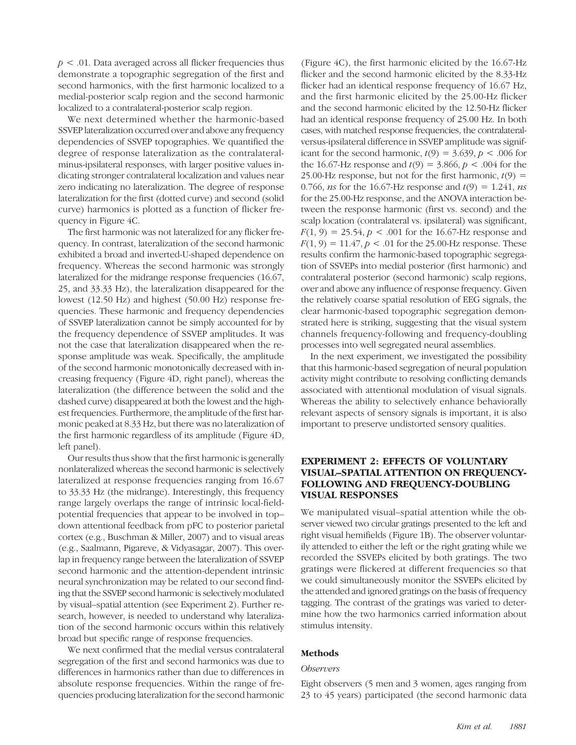$p < .01$. Data averaged across all flicker frequencies thus demonstrate a topographic segregation of the first and second harmonics, with the first harmonic localized to a medial-posterior scalp region and the second harmonic localized to a contralateral-posterior scalp region.

We next determined whether the harmonic-based SSVEP lateralization occurred over and above any frequency dependencies of SSVEP topographies. We quantified the degree of response lateralization as the contralateral-minus-ipsilateral responses, with larger positive values indicating stronger contralateral localization and values near zero indicating no lateralization. The degree of response lateralization for the first (dotted curve) and second (solid curve) harmonics is plotted as a function of flicker frequency in Figure 4C.

The first harmonic was not lateralized for any flicker frequency. In contrast, lateralization of the second harmonic exhibited a broad and inverted-U-shaped dependence on frequency. Whereas the second harmonic was strongly lateralized for the midrange response frequencies (16.67, 25, and 33.33 Hz), the lateralization disappeared for the lowest (12.50 Hz) and highest (50.00 Hz) response frequencies. These harmonic and frequency dependencies of SSVEP lateralization cannot be simply accounted for by the frequency dependence of SSVEP amplitudes. It was not the case that lateralization disappeared when the response amplitude was weak. Specifically, the amplitude of the second harmonic monotonically decreased with increasing frequency (Figure 4D, right panel), whereas the lateralization (the difference between the solid and the dashed curve) disappeared at both the lowest and the highest frequencies. Furthermore, the amplitude of the first harmonic peaked at 8.33 Hz, but there was no lateralization of the first harmonic regardless of its amplitude (Figure 4D, left panel).

Our results thus show that the first harmonic is generally nonlateralized whereas the second harmonic is selectively lateralized at response frequencies ranging from 16.67 to 33.33 Hz (the midrange). Interestingly, this frequency range largely overlaps the range of intrinsic local-field-potential frequencies that appear to be involved in top–down attentional feedback from pFC to posterior parietal cortex (e.g., Buschman & Miller, 2007) and to visual areas (e.g., Saalmann, Pigareve, & Vidyasagar, 2007). This overlap in frequency range between the lateralization of SSVEP second harmonic and the attention-dependent intrinsic neural synchronization may be related to our second finding that the SSVEP second harmonic is selectively modulated by visual–spatial attention (see Experiment 2). Further research, however, is needed to understand why lateralization of the second harmonic occurs within this relatively broad but specific range of response frequencies.

We next confirmed that the medial versus contralateral segregation of the first and second harmonics was due to differences in harmonics rather than due to differences in absolute response frequencies. Within the range of frequencies producing lateralization for the second harmonic (Figure 4C), the first harmonic elicited by the 16.67-Hz flicker and the second harmonic elicited by the 8.33-Hz flicker had an identical response frequency of 16.67 Hz, and the first harmonic elicited by the 25.00-Hz flicker and the second harmonic elicited by the 12.50-Hz flicker had an identical response frequency of 25.00 Hz. In both cases, with matched response frequencies, the contralateral-versus-ipsilateral difference in SSVEP amplitude was significant for the second harmonic, $t(9) = 3.639$, $p < .006$ for the 16.67-Hz response and $t(9) = 3.866$, $p < .004$ for the 25.00-Hz response, but not for the first harmonic, $t(9) = 0.766$, *ns* for the 16.67-Hz response and $t(9) = 1.241$, *ns* for the 25.00-Hz response, and the ANOVA interaction between the response harmonic (first vs. second) and the scalp location (contralateral vs. ipsilateral) was significant, $F(1, 9) = 25.54$, $p < .001$ for the 16.67-Hz response and $F(1, 9) = 11.47$, $p < .01$ for the 25.00-Hz response. These results confirm the harmonic-based topographic segregation of SSVEPs into medial posterior (first harmonic) and contralateral posterior (second harmonic) scalp regions, over and above any influence of response frequency. Given the relatively coarse spatial resolution of EEG signals, the clear harmonic-based topographic segregation demonstrated here is striking, suggesting that the visual system channels frequency-following and frequency-doubling processes into well segregated neural assemblies.

In the next experiment, we investigated the possibility that this harmonic-based segregation of neural population activity might contribute to resolving conflicting demands associated with attentional modulation of visual signals. Whereas the ability to selectively enhance behaviorally relevant aspects of sensory signals is important, it is also important to preserve undistorted sensory qualities.

## EXPERIMENT 2: EFFECTS OF VOLUNTARY VISUAL–SPATIAL ATTENTION ON FREQUENCY-FOLLOWING AND FREQUENCY-DOUBLING VISUAL RESPONSES

We manipulated visual–spatial attention while the observer viewed two circular gratings presented to the left and right visual hemifields (Figure 1B). The observer voluntarily attended to either the left or the right grating while we recorded the SSVEPs elicited by both gratings. The two gratings were flickered at different frequencies so that we could simultaneously monitor the SSVEPs elicited by the attended and ignored gratings on the basis of frequency tagging. The contrast of the gratings was varied to determine how the two harmonics carried information about stimulus intensity.

### Methods

#### *Observers*

Eight observers (5 men and 3 women, ages ranging from 23 to 45 years) participated (the second harmonic data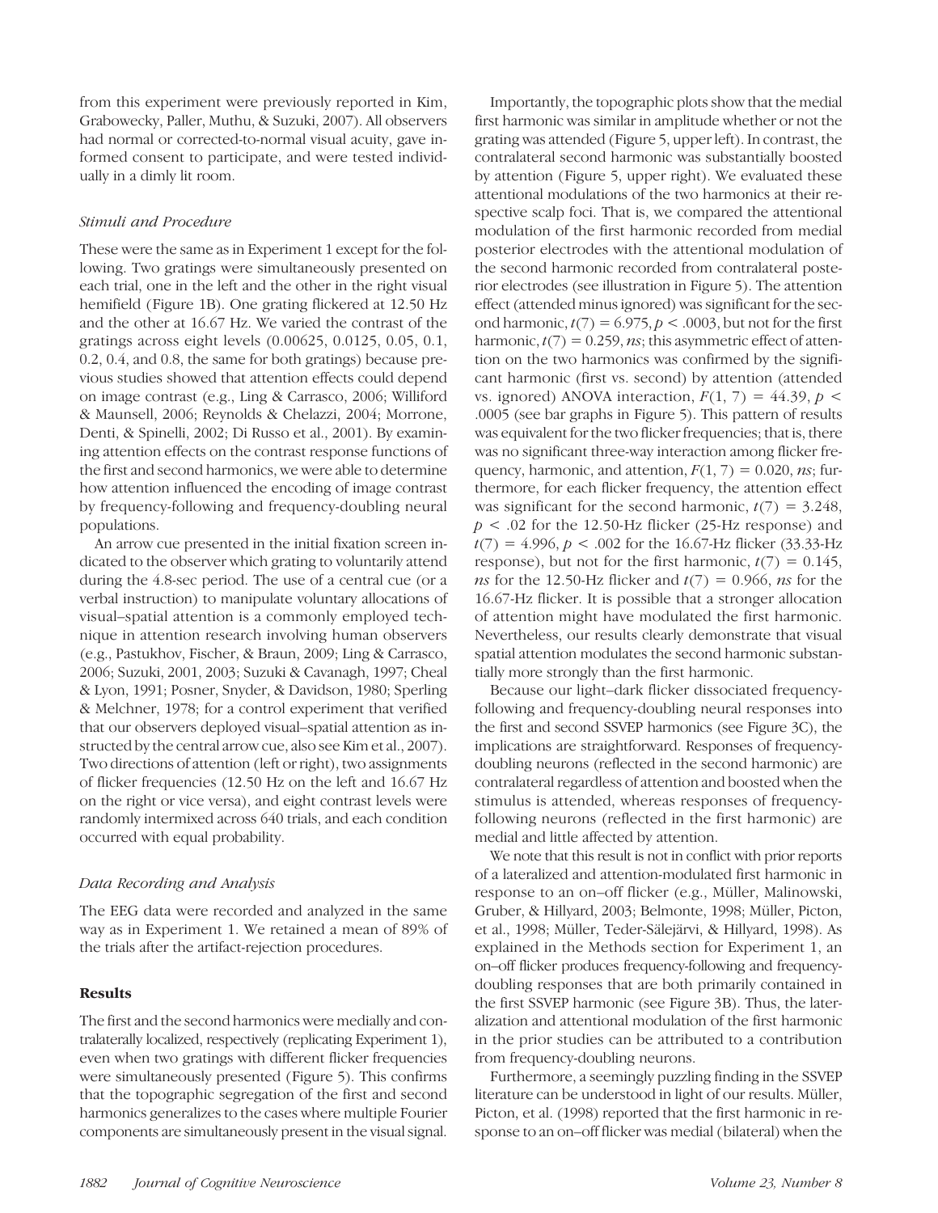from this experiment were previously reported in Kim, Grabowecky, Paller, Muthu, & Suzuki, 2007). All observers had normal or corrected-to-normal visual acuity, gave informed consent to participate, and were tested individually in a dimly lit room.

### *Stimuli and Procedure*

These were the same as in Experiment 1 except for the following. Two gratings were simultaneously presented on each trial, one in the left and the other in the right visual hemifield (Figure 1B). One grating flickered at 12.50 Hz and the other at 16.67 Hz. We varied the contrast of the gratings across eight levels (0.00625, 0.0125, 0.05, 0.1, 0.2, 0.4, and 0.8, the same for both gratings) because previous studies showed that attention effects could depend on image contrast (e.g., Ling & Carrasco, 2006; Williford & Maunsell, 2006; Reynolds & Chelazzi, 2004; Morrone, Denti, & Spinelli, 2002; Di Russo et al., 2001). By examining attention effects on the contrast response functions of the first and second harmonics, we were able to determine how attention influenced the encoding of image contrast by frequency-following and frequency-doubling neural populations.

An arrow cue presented in the initial fixation screen indicated to the observer which grating to voluntarily attend during the 4.8-sec period. The use of a central cue (or a verbal instruction) to manipulate voluntary allocations of visual–spatial attention is a commonly employed technique in attention research involving human observers (e.g., Pastukhov, Fischer, & Braun, 2009; Ling & Carrasco, 2006; Suzuki, 2001, 2003; Suzuki & Cavanagh, 1997; Cheal & Lyon, 1991; Posner, Snyder, & Davidson, 1980; Sperling & Melchner, 1978; for a control experiment that verified that our observers deployed visual–spatial attention as instructed by the central arrow cue, also see Kim et al., 2007). Two directions of attention (left or right), two assignments of flicker frequencies (12.50 Hz on the left and 16.67 Hz on the right or vice versa), and eight contrast levels were randomly intermixed across 640 trials, and each condition occurred with equal probability.

### *Data Recording and Analysis*

The EEG data were recorded and analyzed in the same way as in Experiment 1. We retained a mean of 89% of the trials after the artifact-rejection procedures.

## **Results**

The first and the second harmonics were medially and contralaterally localized, respectively (replicating Experiment 1), even when two gratings with different flicker frequencies were simultaneously presented (Figure 5). This confirms that the topographic segregation of the first and second harmonics generalizes to the cases where multiple Fourier components are simultaneously present in the visual signal.

Importantly, the topographic plots show that the medial first harmonic was similar in amplitude whether or not the grating was attended (Figure 5, upper left). In contrast, the contralateral second harmonic was substantially boosted by attention (Figure 5, upper right). We evaluated these attentional modulations of the two harmonics at their respective scalp foci. That is, we compared the attentional modulation of the first harmonic recorded from medial posterior electrodes with the attentional modulation of the second harmonic recorded from contralateral posterior electrodes (see illustration in Figure 5). The attention effect (attended minus ignored) was significant for the second harmonic, $t(7) = 6.975$, $p < .0003$, but not for the first harmonic, $t(7) = 0.259$, *ns*; this asymmetric effect of attention on the two harmonics was confirmed by the significant harmonic (first vs. second) by attention (attended vs. ignored) ANOVA interaction, $F(1, 7) = 44.39$, $p < .0005$ (see bar graphs in Figure 5). This pattern of results was equivalent for the two flicker frequencies; that is, there was no significant three-way interaction among flicker frequency, harmonic, and attention, $F(1, 7) = 0.020$, *ns*; furthermore, for each flicker frequency, the attention effect was significant for the second harmonic, $t(7) = 3.248$, $p < .02$ for the 12.50-Hz flicker (25-Hz response) and $t(7) = 4.996$, $p < .002$ for the 16.67-Hz flicker (33.33-Hz response), but not for the first harmonic, $t(7) = 0.145$, *ns* for the 12.50-Hz flicker and $t(7) = 0.966$, *ns* for the 16.67-Hz flicker. It is possible that a stronger allocation of attention might have modulated the first harmonic. Nevertheless, our results clearly demonstrate that visual spatial attention modulates the second harmonic substantially more strongly than the first harmonic.

Because our light–dark flicker dissociated frequency-following and frequency-doubling neural responses into the first and second SSVEP harmonics (see Figure 3C), the implications are straightforward. Responses of frequency-doubling neurons (reflected in the second harmonic) are contralateral regardless of attention and boosted when the stimulus is attended, whereas responses of frequency-following neurons (reflected in the first harmonic) are medial and little affected by attention.

We note that this result is not in conflict with prior reports of a lateralized and attention-modulated first harmonic in response to an on–off flicker (e.g., Müller, Malinowski, Gruber, & Hillyard, 2003; Belmonte, 1998; Müller, Picton, et al., 1998; Müller, Teder-Sälejärvi, & Hillyard, 1998). As explained in the Methods section for Experiment 1, an on–off flicker produces frequency-following and frequency-doubling responses that are both primarily contained in the first SSVEP harmonic (see Figure 3B). Thus, the lateralization and attentional modulation of the first harmonic in the prior studies can be attributed to a contribution from frequency-doubling neurons.

Furthermore, a seemingly puzzling finding in the SSVEP literature can be understood in light of our results. Müller, Picton, et al. (1998) reported that the first harmonic in response to an on–off flicker was medial (bilateral) when the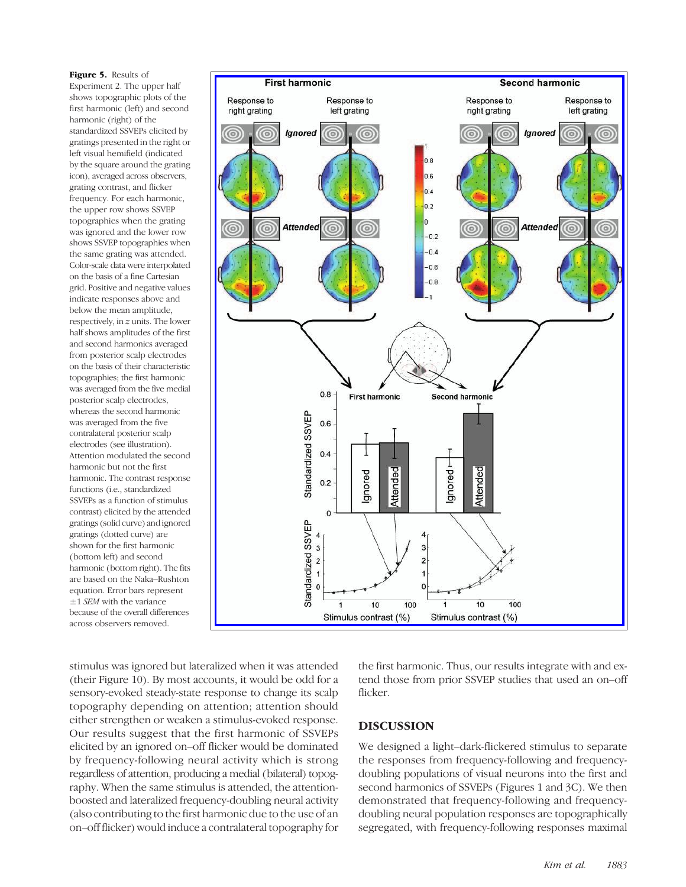**Figure 5.** Results of Experiment 2. The upper half shows topographic plots of the first harmonic (left) and second harmonic (right) of the standardized SSVEPs elicited by gratings presented in the right or left visual hemifield (indicated by the square around the grating icon), averaged across observers, grating contrast, and flicker frequency. For each harmonic, the upper row shows SSVEP topographies when the grating was ignored and the lower row shows SSVEP topographies when the same grating was attended. Color-scale data were interpolated on the basis of a fine Cartesian grid. Positive and negative values indicate responses above and below the mean amplitude, respectively, in *z* units. The lower half shows amplitudes of the first and second harmonics averaged from posterior scalp electrodes on the basis of their characteristic topographies; the first harmonic was averaged from the five medial posterior scalp electrodes, whereas the second harmonic was averaged from the five contralateral posterior scalp electrodes (see illustration). Attention modulated the second harmonic but not the first harmonic. The contrast response functions (i.e., standardized SSVEPs as a function of stimulus contrast) elicited by the attended gratings (solid curve) and ignored gratings (dotted curve) are shown for the first harmonic (bottom left) and second harmonic (bottom right). The fits are based on the Naka–Rushton equation. Error bars represent ±1 *SEM* with the variance because of the overall differences across observers removed.

stimulus was ignored but lateralized when it was attended (their Figure 10). By most accounts, it would be odd for a sensory-evoked steady-state response to change its scalp topography depending on attention; attention should either strengthen or weaken a stimulus-evoked response. Our results suggest that the first harmonic of SSVEPs elicited by an ignored on–off flicker would be dominated by frequency-following neural activity which is strong regardless of attention, producing a medial (bilateral) topography. When the same stimulus is attended, the attention-boosted and lateralized frequency-doubling neural activity (also contributing to the first harmonic due to the use of an on–off flicker) would induce a contralateral topography for the first harmonic. Thus, our results integrate with and extend those from prior SSVEP studies that used an on–off flicker.

## DISCUSSION

We designed a light–dark-flickered stimulus to separate the responses from frequency-following and frequency-doubling populations of visual neurons into the first and second harmonics of SSVEPs (Figures 1 and 3C). We then demonstrated that frequency-following and frequency-doubling neural population responses are topographically segregated, with frequency-following responses maximal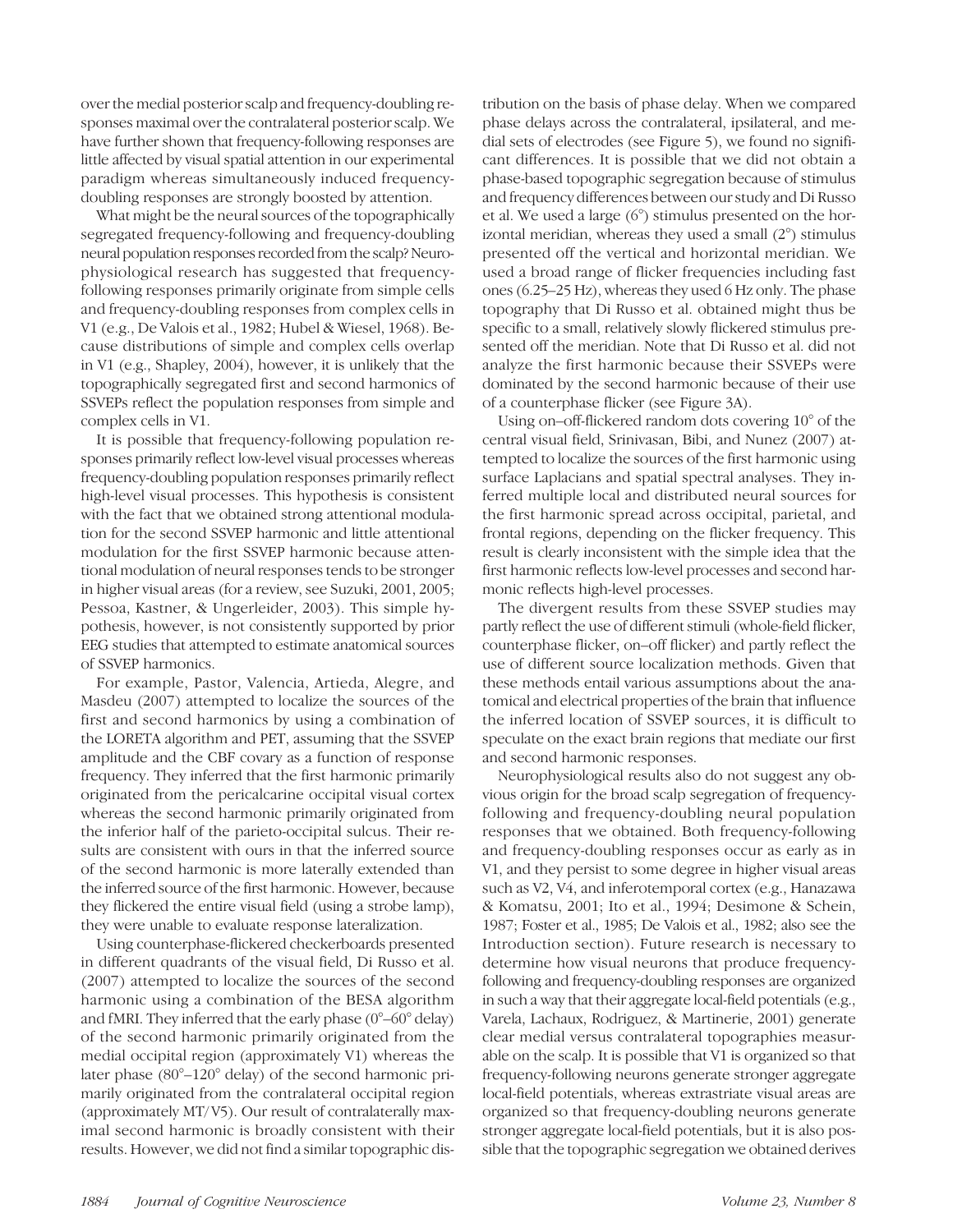over the medial posterior scalp and frequency-doubling responses maximal over the contralateral posterior scalp. We have further shown that frequency-following responses are little affected by visual spatial attention in our experimental paradigm whereas simultaneously induced frequency-doubling responses are strongly boosted by attention.

What might be the neural sources of the topographically segregated frequency-following and frequency-doubling neural population responses recorded from the scalp? Neurophysiological research has suggested that frequency-following responses primarily originate from simple cells and frequency-doubling responses from complex cells in V1 (e.g., De Valois et al., 1982; Hubel & Wiesel, 1968). Because distributions of simple and complex cells overlap in V1 (e.g., Shapley, 2004), however, it is unlikely that the topographically segregated first and second harmonics of SSVEPs reflect the population responses from simple and complex cells in V1.

It is possible that frequency-following population responses primarily reflect low-level visual processes whereas frequency-doubling population responses primarily reflect high-level visual processes. This hypothesis is consistent with the fact that we obtained strong attentional modulation for the second SSVEP harmonic and little attentional modulation for the first SSVEP harmonic because attentional modulation of neural responses tends to be stronger in higher visual areas (for a review, see Suzuki, 2001, 2005; Pessoa, Kastner, & Ungerleider, 2003). This simple hypothesis, however, is not consistently supported by prior EEG studies that attempted to estimate anatomical sources of SSVEP harmonics.

For example, Pastor, Valencia, Artieda, Alegre, and Masdeu (2007) attempted to localize the sources of the first and second harmonics by using a combination of the LORETA algorithm and PET, assuming that the SSVEP amplitude and the CBF covary as a function of response frequency. They inferred that the first harmonic primarily originated from the pericalcarine occipital visual cortex whereas the second harmonic primarily originated from the inferior half of the parieto-occipital sulcus. Their results are consistent with ours in that the inferred source of the second harmonic is more laterally extended than the inferred source of the first harmonic. However, because they flickered the entire visual field (using a strobe lamp), they were unable to evaluate response lateralization.

Using counterphase-flickered checkerboards presented in different quadrants of the visual field, Di Russo et al. (2007) attempted to localize the sources of the second harmonic using a combination of the BESA algorithm and fMRI. They inferred that the early phase (0°–60° delay) of the second harmonic primarily originated from the medial occipital region (approximately V1) whereas the later phase (80°–120° delay) of the second harmonic primarily originated from the contralateral occipital region (approximately MT/V5). Our result of contralaterally maximal second harmonic is broadly consistent with their results. However, we did not find a similar topographic distribution on the basis of phase delay. When we compared phase delays across the contralateral, ipsilateral, and medial sets of electrodes (see Figure 5), we found no significant differences. It is possible that we did not obtain a phase-based topographic segregation because of stimulus and frequency differences between our study and Di Russo et al. We used a large (6°) stimulus presented on the horizontal meridian, whereas they used a small (2°) stimulus presented off the vertical and horizontal meridian. We used a broad range of flicker frequencies including fast ones (6.25–25 Hz), whereas they used 6 Hz only. The phase topography that Di Russo et al. obtained might thus be specific to a small, relatively slowly flickered stimulus presented off the meridian. Note that Di Russo et al. did not analyze the first harmonic because their SSVEPs were dominated by the second harmonic because of their use of a counterphase flicker (see Figure 3A).

Using on–off-flickered random dots covering 10° of the central visual field, Srinivasan, Bibi, and Nunez (2007) attempted to localize the sources of the first harmonic using surface Laplacians and spatial spectral analyses. They inferred multiple local and distributed neural sources for the first harmonic spread across occipital, parietal, and frontal regions, depending on the flicker frequency. This result is clearly inconsistent with the simple idea that the first harmonic reflects low-level processes and second harmonic reflects high-level processes.

The divergent results from these SSVEP studies may partly reflect the use of different stimuli (whole-field flicker, counterphase flicker, on–off flicker) and partly reflect the use of different source localization methods. Given that these methods entail various assumptions about the anatomical and electrical properties of the brain that influence the inferred location of SSVEP sources, it is difficult to speculate on the exact brain regions that mediate our first and second harmonic responses.

Neurophysiological results also do not suggest any obvious origin for the broad scalp segregation of frequency-following and frequency-doubling neural population responses that we obtained. Both frequency-following and frequency-doubling responses occur as early as in V1, and they persist to some degree in higher visual areas such as V2, V4, and inferotemporal cortex (e.g., Hanazawa & Komatsu, 2001; Ito et al., 1994; Desimone & Schein, 1987; Foster et al., 1985; De Valois et al., 1982; also see the Introduction section). Future research is necessary to determine how visual neurons that produce frequency-following and frequency-doubling responses are organized in such a way that their aggregate local-field potentials (e.g., Varela, Lachaux, Rodriguez, & Martinerie, 2001) generate clear medial versus contralateral topographies measurable on the scalp. It is possible that V1 is organized so that frequency-following neurons generate stronger aggregate local-field potentials, whereas extrastriate visual areas are organized so that frequency-doubling neurons generate stronger aggregate local-field potentials, but it is also possible that the topographic segregation we obtained derives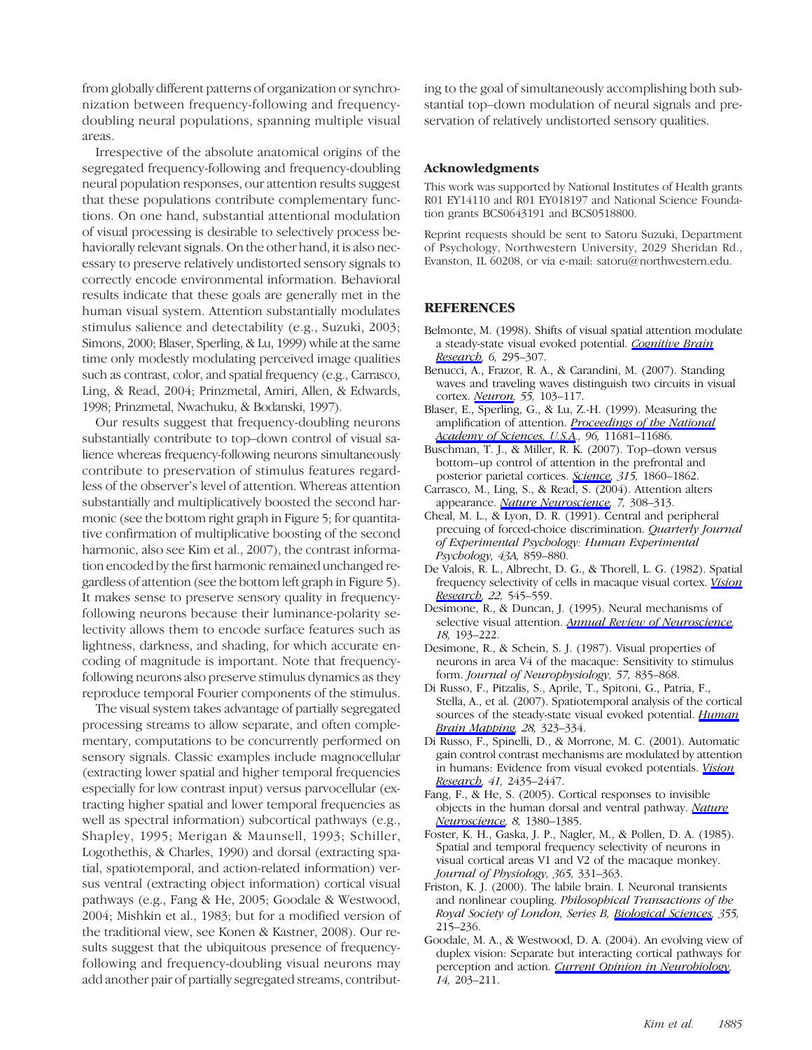from globally different patterns of organization or synchronization between frequency-following and frequency-doubling neural populations, spanning multiple visual areas.

Irrespective of the absolute anatomical origins of the segregated frequency-following and frequency-doubling neural population responses, our attention results suggest that these populations contribute complementary functions. On one hand, substantial attentional modulation of visual processing is desirable to selectively process behaviorally relevant signals. On the other hand, it is also necessary to preserve relatively undistorted sensory signals to correctly encode environmental information. Behavioral results indicate that these goals are generally met in the human visual system. Attention substantially modulates stimulus salience and detectability (e.g., Suzuki, 2003; Simons, 2000; Blaser, Sperling, & Lu, 1999) while at the same time only modestly modulating perceived image qualities such as contrast, color, and spatial frequency (e.g., Carrasco, Ling, & Read, 2004; Prinzmetal, Amiri, Allen, & Edwards, 1998; Prinzmetal, Nwachuku, & Bodanski, 1997).

Our results suggest that frequency-doubling neurons substantially contribute to top–down control of visual salience whereas frequency-following neurons simultaneously contribute to preservation of stimulus features regardless of the observer's level of attention. Whereas attention substantially and multiplicatively boosted the second harmonic (see the bottom right graph in Figure 5; for quantitative confirmation of multiplicative boosting of the second harmonic, also see Kim et al., 2007), the contrast information encoded by the first harmonic remained unchanged regardless of attention (see the bottom left graph in Figure 5). It makes sense to preserve sensory quality in frequency-following neurons because their luminance-polarity selectivity allows them to encode surface features such as lightness, darkness, and shading, for which accurate encoding of magnitude is important. Note that frequency-following neurons also preserve stimulus dynamics as they reproduce temporal Fourier components of the stimulus.

The visual system takes advantage of partially segregated processing streams to allow separate, and often complementary, computations to be concurrently performed on sensory signals. Classic examples include magnocellular (extracting lower spatial and higher temporal frequencies especially for low contrast input) versus parvocellular (extracting higher spatial and lower temporal frequencies as well as spectral information) subcortical pathways (e.g., Shapley, 1995; Merigan & Maunsell, 1993; Schiller, Logothethis, & Charles, 1990) and dorsal (extracting spatial, spatiotemporal, and action-related information) versus ventral (extracting object information) cortical visual pathways (e.g., Fang & He, 2005; Goodale & Westwood, 2004; Mishkin et al., 1983; but for a modified version of the traditional view, see Konen & Kastner, 2008). Our results suggest that the ubiquitous presence of frequency-following and frequency-doubling visual neurons may add another pair of partially segregated streams, contributing to the goal of simultaneously accomplishing both substantial top–down modulation of neural signals and preservation of relatively undistorted sensory qualities.

### Acknowledgments

This work was supported by National Institutes of Health grants R01 EY14110 and R01 EY018197 and National Science Foundation grants BCS0643191 and BCS0518800.

Reprint requests should be sent to Satoru Suzuki, Department of Psychology, Northwestern University, 2029 Sheridan Rd., Evanston, IL 60208, or via e-mail: satoru@northwestern.edu.

## REFERENCES

Belmonte, M. (1998). Shifts of visual spatial attention modulate a steady-state visual evoked potential. *Cognitive Brain Research, 6,* 295–307.

Benucci, A., Frazor, R. A., & Carandini, M. (2007). Standing waves and traveling waves distinguish two circuits in visual cortex. *Neuron, 55,* 103–117.

Blaser, E., Sperling, G., & Lu, Z.-H. (1999). Measuring the amplification of attention. *Proceedings of the National Academy of Sciences, U.S.A., 96,* 11681–11686.

Buschman, T. J., & Miller, R. K. (2007). Top–down versus bottom–up control of attention in the prefrontal and posterior parietal cortices. *Science, 315,* 1860–1862.

Carrasco, M., Ling, S., & Read, S. (2004). Attention alters appearance. *Nature Neuroscience, 7,* 308–313.

Cheal, M. L., & Lyon, D. R. (1991). Central and peripheral precuing of forced-choice discrimination. *Quarterly Journal of Experimental Psychology: Human Experimental Psychology, 43A,* 859–880.

De Valois, R. L., Albrecht, D. G., & Thorell, L. G. (1982). Spatial frequency selectivity of cells in macaque visual cortex. *Vision Research, 22,* 545–559.

Desimone, R., & Duncan, J. (1995). Neural mechanisms of selective visual attention. *Annual Review of Neuroscience, 18,* 193–222.

Desimone, R., & Schein, S. J. (1987). Visual properties of neurons in area V4 of the macaque: Sensitivity to stimulus form. *Journal of Neurophysiology, 57,* 835–868.

Di Russo, F., Pitzalis, S., Aprile, T., Spitoni, G., Patria, F., Stella, A., et al. (2007). Spatiotemporal analysis of the cortical sources of the steady-state visual evoked potential. *Human Brain Mapping, 28,* 323–334.

Di Russo, F., Spinelli, D., & Morrone, M. C. (2001). Automatic gain control contrast mechanisms are modulated by attention in humans: Evidence from visual evoked potentials. *Vision Research, 41,* 2435–2447.

Fang, F., & He, S. (2005). Cortical responses to invisible objects in the human dorsal and ventral pathway. *Nature Neuroscience, 8,* 1380–1385.

Foster, K. H., Gaska, J. P., Nagler, M., & Pollen, D. A. (1985). Spatial and temporal frequency selectivity of neurons in visual cortical areas V1 and V2 of the macaque monkey. *Journal of Physiology, 365,* 331–363.

Friston, K. J. (2000). The labile brain. I. Neuronal transients and nonlinear coupling. *Philosophical Transactions of the Royal Society of London, Series B, Biological Sciences, 355,* 215–236.

Goodale, M. A., & Westwood, D. A. (2004). An evolving view of duplex vision: Separate but interacting cortical pathways for perception and action. *Current Opinion in Neurobiology, 14,* 203–211.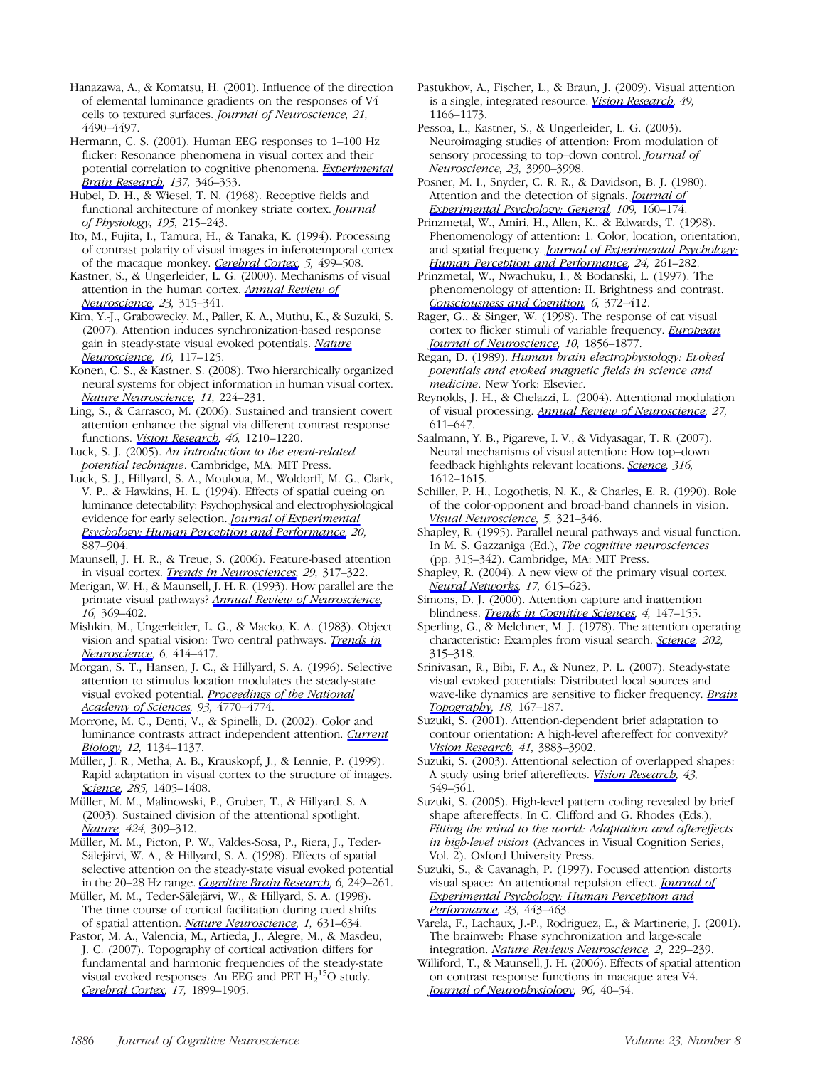Hanazawa, A., & Komatsu, H. (2001). Influence of the direction of elemental luminance gradients on the responses of V4 cells to textured surfaces. *Journal of Neuroscience, 21,* 4490–4497.

Hermann, C. S. (2001). Human EEG responses to 1–100 Hz flicker: Resonance phenomena in visual cortex and their potential correlation to cognitive phenomena. *Experimental Brain Research, 137,* 346–353.

Hubel, D. H., & Wiesel, T. N. (1968). Receptive fields and functional architecture of monkey striate cortex. *Journal of Physiology, 195,* 215–243.

Ito, M., Fujita, I., Tamura, H., & Tanaka, K. (1994). Processing of contrast polarity of visual images in inferotemporal cortex of the macaque monkey. *Cerebral Cortex, 5,* 499–508.

Kastner, S., & Ungerleider, L. G. (2000). Mechanisms of visual attention in the human cortex. *Annual Review of Neuroscience, 23,* 315–341.

Kim, Y.-J., Grabowecky, M., Paller, K. A., Muthu, K., & Suzuki, S. (2007). Attention induces synchronization-based response gain in steady-state visual evoked potentials. *Nature Neuroscience, 10,* 117–125.

Konen, C. S., & Kastner, S. (2008). Two hierarchically organized neural systems for object information in human visual cortex. *Nature Neuroscience, 11,* 224–231.

Ling, S., & Carrasco, M. (2006). Sustained and transient covert attention enhance the signal via different contrast response functions. *Vision Research, 46,* 1210–1220.

Luck, S. J. (2005). *An introduction to the event-related potential technique*. Cambridge, MA: MIT Press.

Luck, S. J., Hillyard, S. A., Mouloua, M., Woldorff, M. G., Clark, V. P., & Hawkins, H. L. (1994). Effects of spatial cueing on luminance detectability: Psychophysical and electrophysiological evidence for early selection. *Journal of Experimental Psychology: Human Perception and Performance, 20,* 887–904.

Maunsell, J. H. R., & Treue, S. (2006). Feature-based attention in visual cortex. *Trends in Neurosciences, 29,* 317–322.

Merigan, W. H., & Maunsell, J. H. R. (1993). How parallel are the primate visual pathways? *Annual Review of Neuroscience, 16,* 369–402.

Mishkin, M., Ungerleider, L. G., & Macko, K. A. (1983). Object vision and spatial vision: Two central pathways. *Trends in Neuroscience, 6,* 414–417.

Morgan, S. T., Hansen, J. C., & Hillyard, S. A. (1996). Selective attention to stimulus location modulates the steady-state visual evoked potential. *Proceedings of the National Academy of Sciences, 93,* 4770–4774.

Morrone, M. C., Denti, V., & Spinelli, D. (2002). Color and luminance contrasts attract independent attention. *Current Biology, 12,* 1134–1137.

Müller, J. R., Metha, A. B., Krauskopf, J., & Lennie, P. (1999). Rapid adaptation in visual cortex to the structure of images. *Science, 285,* 1405–1408.

Müller, M. M., Malinowski, P., Gruber, T., & Hillyard, S. A. (2003). Sustained division of the attentional spotlight. *Nature, 424,* 309–312.

Müller, M. M., Picton, P. W., Valdes-Sosa, P., Riera, J., Teder-Sälejärvi, W. A., & Hillyard, S. A. (1998). Effects of spatial selective attention on the steady-state visual evoked potential in the 20–28 Hz range. *Cognitive Brain Research, 6,* 249–261.

Müller, M. M., Teder-Sälejärvi, W., & Hillyard, S. A. (1998). The time course of cortical facilitation during cued shifts of spatial attention. *Nature Neuroscience, 1,* 631–634.

Pastor, M. A., Valencia, M., Artieda, J., Alegre, M., & Masdeu, J. C. (2007). Topography of cortical activation differs for fundamental and harmonic frequencies of the steady-state visual evoked responses. An EEG and PET $H_2^{15}O$ study. *Cerebral Cortex, 17,* 1899–1905.

Pastukhov, A., Fischer, L., & Braun, J. (2009). Visual attention is a single, integrated resource. *Vision Research, 49,* 1166–1173.

Pessoa, L., Kastner, S., & Ungerleider, L. G. (2003). Neuroimaging studies of attention: From modulation of sensory processing to top–down control. *Journal of Neuroscience, 23,* 3990–3998.

Posner, M. I., Snyder, C. R. R., & Davidson, B. J. (1980). Attention and the detection of signals. *Journal of Experimental Psychology: General, 109,* 160–174.

Prinzmetal, W., Amiri, H., Allen, K., & Edwards, T. (1998). Phenomenology of attention: 1. Color, location, orientation, and spatial frequency. *Journal of Experimental Psychology: Human Perception and Performance, 24,* 261–282.

Prinzmetal, W., Nwachuku, I., & Bodanski, L. (1997). The phenomenology of attention: II. Brightness and contrast. *Consciousness and Cognition, 6,* 372–412.

Rager, G., & Singer, W. (1998). The response of cat visual cortex to flicker stimuli of variable frequency. *European Journal of Neuroscience, 10,* 1856–1877.

Regan, D. (1989). *Human brain electrophysiology: Evoked potentials and evoked magnetic fields in science and medicine*. New York: Elsevier.

Reynolds, J. H., & Chelazzi, L. (2004). Attentional modulation of visual processing. *Annual Review of Neuroscience, 27,* 611–647.

Saalmann, Y. B., Pigareve, I. V., & Vidyasagar, T. R. (2007). Neural mechanisms of visual attention: How top–down feedback highlights relevant locations. *Science, 316,* 1612–1615.

Schiller, P. H., Logothetis, N. K., & Charles, E. R. (1990). Role of the color-opponent and broad-band channels in vision. *Visual Neuroscience, 5,* 321–346.

Shapley, R. (1995). Parallel neural pathways and visual function. In M. S. Gazzaniga (Ed.), *The cognitive neurosciences* (pp. 315–342). Cambridge, MA: MIT Press.

Shapley, R. (2004). A new view of the primary visual cortex. *Neural Networks, 17,* 615–623.

Simons, D. J. (2000). Attention capture and inattention blindness. *Trends in Cognitive Sciences, 4,* 147–155.

Sperling, G., & Melchner, M. J. (1978). The attention operating characteristic: Examples from visual search. *Science, 202,* 315–318.

Srinivasan, R., Bibi, F. A., & Nunez, P. L. (2007). Steady-state visual evoked potentials: Distributed local sources and wave-like dynamics are sensitive to flicker frequency. *Brain Topography, 18,* 167–187.

Suzuki, S. (2001). Attention-dependent brief adaptation to contour orientation: A high-level aftereffect for convexity? *Vision Research, 41,* 3883–3902.

Suzuki, S. (2003). Attentional selection of overlapped shapes: A study using brief aftereffects. *Vision Research, 43,* 549–561.

Suzuki, S. (2005). High-level pattern coding revealed by brief shape aftereffects. In C. Clifford and G. Rhodes (Eds.), *Fitting the mind to the world: Adaptation and aftereffects in high-level vision* (Advances in Visual Cognition Series, Vol. 2). Oxford University Press.

Suzuki, S., & Cavanagh, P. (1997). Focused attention distorts visual space: An attentional repulsion effect. *Journal of Experimental Psychology: Human Perception and Performance, 23,* 443–463.

Varela, F., Lachaux, J.-P., Rodriguez, E., & Martinerie, J. (2001). The brainweb: Phase synchronization and large-scale integration. *Nature Reviews Neuroscience, 2,* 229–239.

Williford, T., & Maunsell, J. H. (2006). Effects of spatial attention on contrast response functions in macaque area V4. *Journal of Neurophysiology, 96,* 40–54.